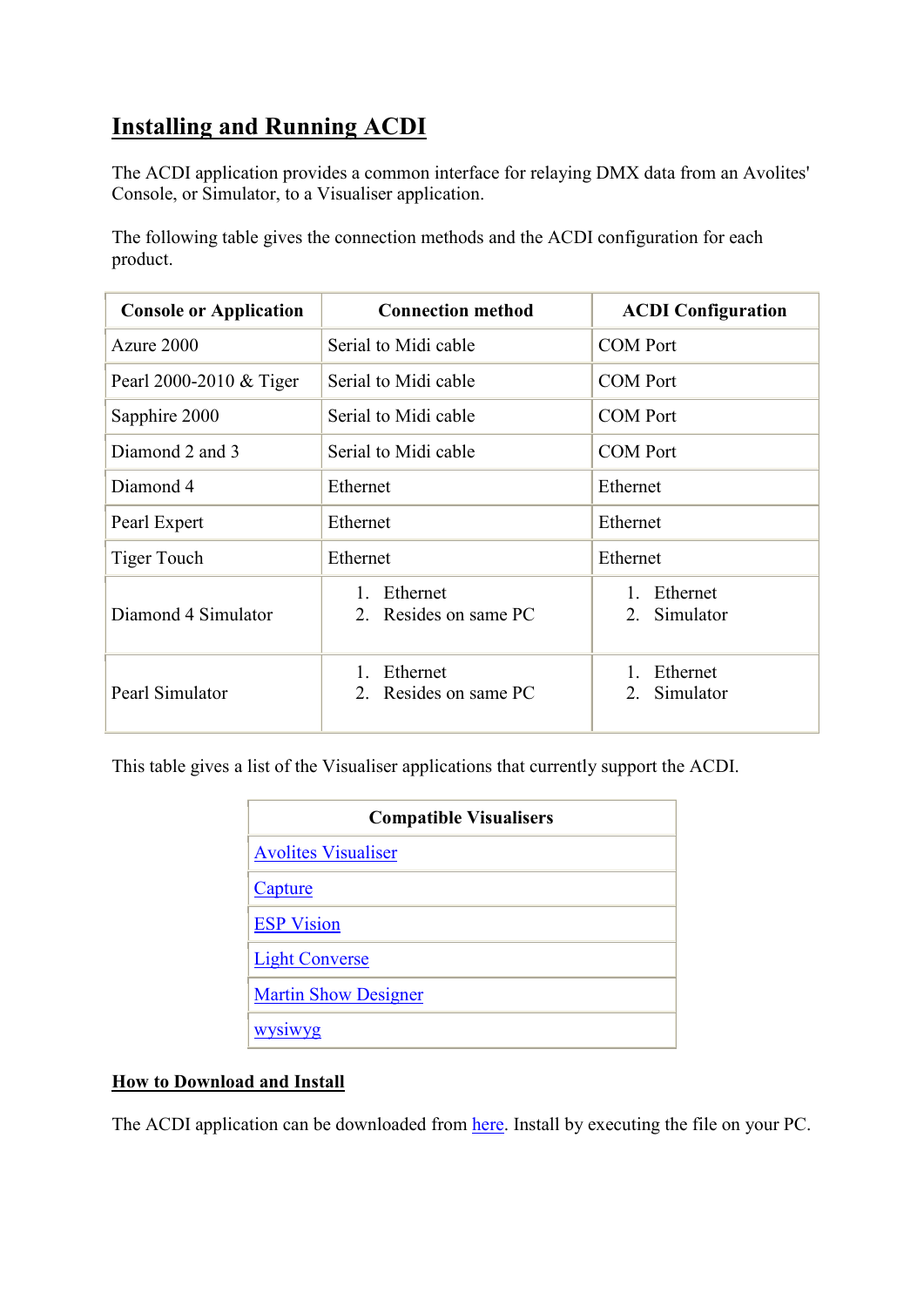# Installing and Running ACDI

The ACDI application provides a common interface for relaying DMX data from an Avolites' Console, or Simulator, to a Visualiser application.

The following table gives the connection methods and the ACDI configuration for each product.

| Console or Application | Connection method | ACDI Configuration |
|---|---|---|
| Azure 2000 | Serial to Midi cable | COM Port |
| Pearl 2000-2010 & Tiger | Serial to Midi cable | COM Port |
| Sapphire 2000 | Serial to Midi cable | COM Port |
| Diamond 2 and 3 | Serial to Midi cable | COM Port |
| Diamond 4 | Ethernet | Ethernet |
| Pearl Expert | Ethernet | Ethernet |
| Tiger Touch | Ethernet | Ethernet |
| Diamond 4 Simulator | 1. Ethernet<br>2. Resides on same PC | 1. Ethernet<br>2. Simulator |
| Pearl Simulator | 1. Ethernet<br>2. Resides on same PC | 1. Ethernet<br>2. Simulator |

This table gives a list of the Visualiser applications that currently support the ACDI.

| Compatible Visualisers |
|---|
| Avolites Visualiser |
| Capture |
| ESP Vision |
| Light Converse |
| Martin Show Designer |
| wysiwyg |

## How to Download and Install

The ACDI application can be downloaded from here. Install by executing the file on your PC.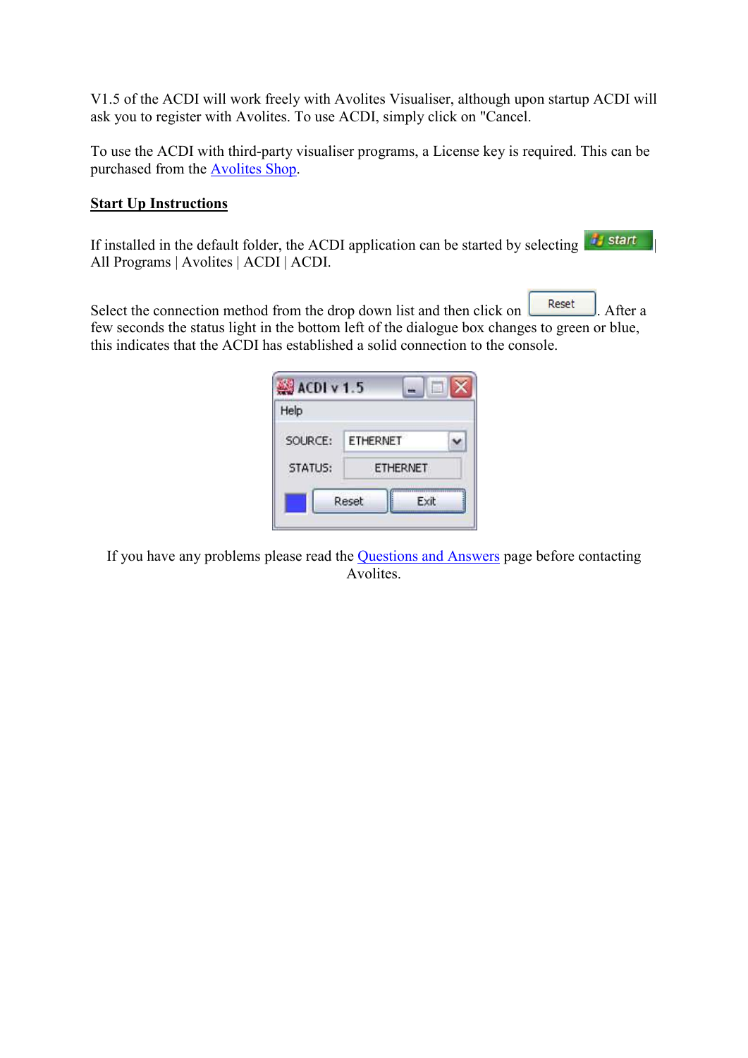V1.5 of the ACDI will work freely with Avolites Visualiser, although upon startup ACDI will ask you to register with Avolites. To use ACDI, simply click on "Cancel.

To use the ACDI with third-party visualiser programs, a License key is required. This can be purchased from the Avolites Shop.

**Start Up Instructions**

If installed in the default folder, the ACDI application can be started by selecting start | All Programs | Avolites | ACDI | ACDI.

Select the connection method from the drop down list and then click on Reset. After a few seconds the status light in the bottom left of the dialogue box changes to green or blue, this indicates that the ACDI has established a solid connection to the console.

ACDI v 1.5

Help

SOURCE: ETHERNET

STATUS: ETHERNET

Reset Exit

If you have any problems please read the Questions and Answers page before contacting Avolites.